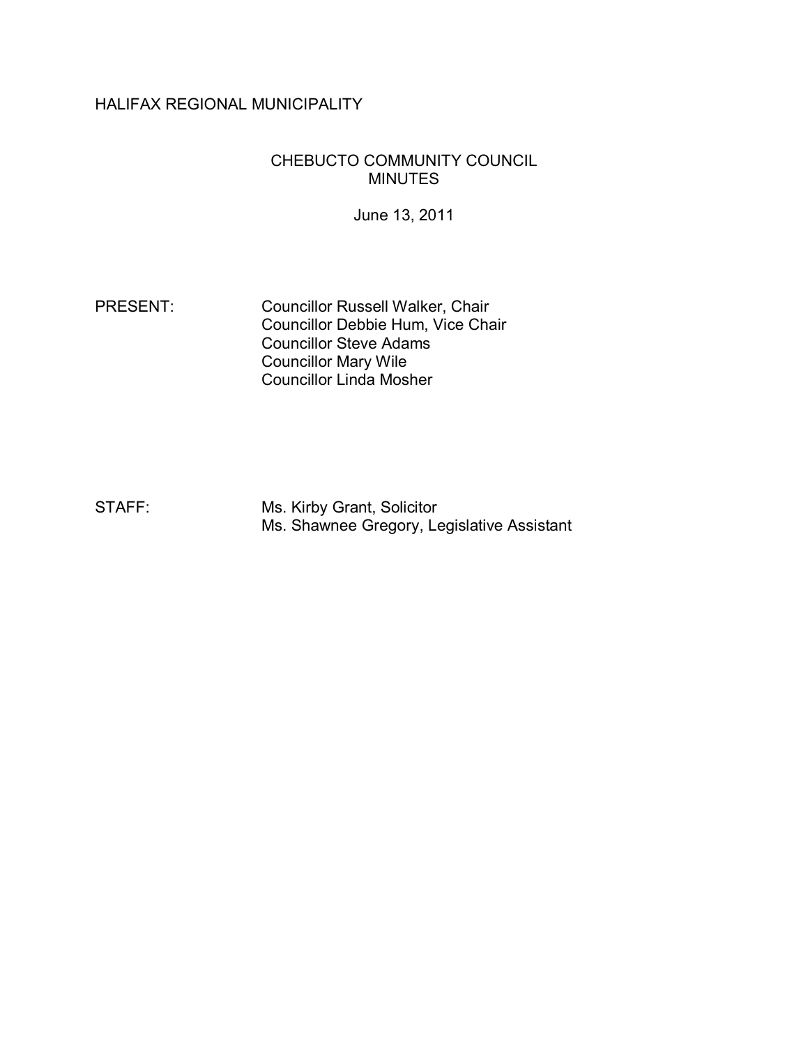HALIFAX REGIONAL MUNICIPALITY

CHEBUCTO COMMUNITY COUNCIL
MINUTES

June 13, 2011

PRESENT: Councillor Russell Walker, Chair
Councillor Debbie Hum, Vice Chair
Councillor Steve Adams
Councillor Mary Wile
Councillor Linda Mosher

STAFF: Ms. Kirby Grant, Solicitor
Ms. Shawnee Gregory, Legislative Assistant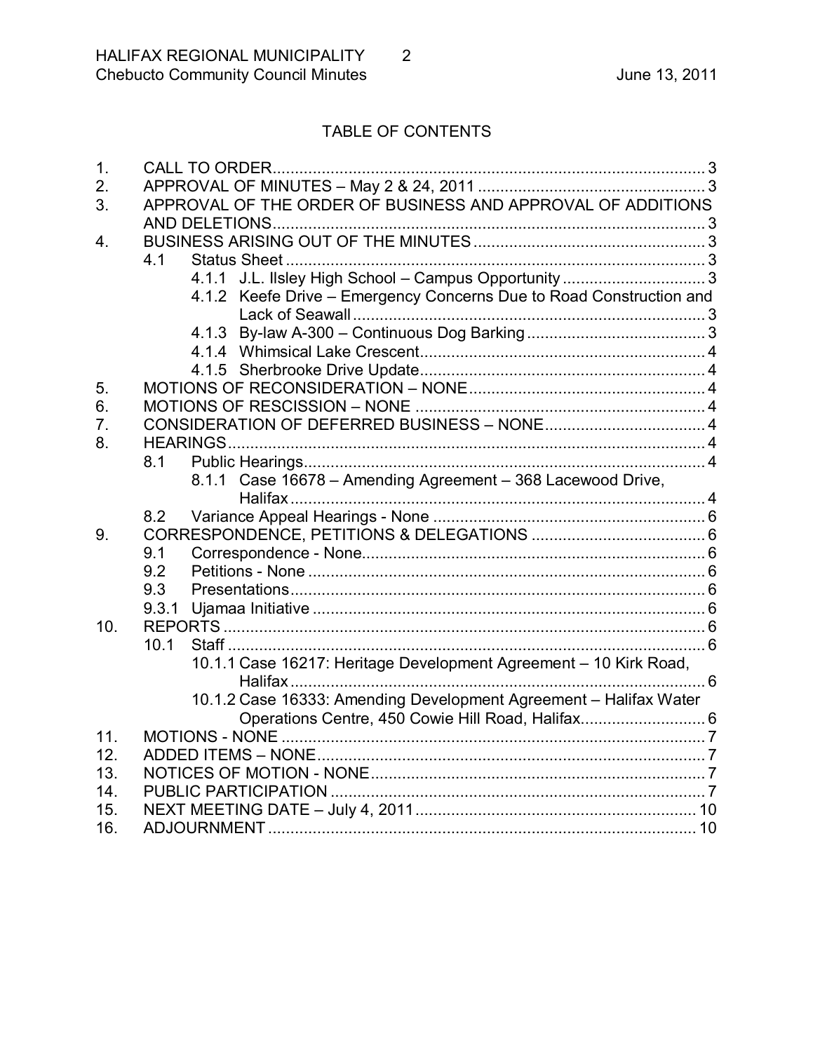## TABLE OF CONTENTS

1. CALL TO ORDER ........................................................................................ 3
2. APPROVAL OF MINUTES – May 2 & 24, 2011 ........................................... 3
3. APPROVAL OF THE ORDER OF BUSINESS AND APPROVAL OF ADDITIONS AND DELETIONS ........................................................................................ 3
4. BUSINESS ARISING OUT OF THE MINUTES ............................................ 3
   - 4.1 Status Sheet ........................................................................................ 3
     - 4.1.1 J.L. Ilsley High School – Campus Opportunity ................................ 3
     - 4.1.2 Keefe Drive – Emergency Concerns Due to Road Construction and Lack of Seawall ........................................................................ 3
     - 4.1.3 By-law A-300 – Continuous Dog Barking ........................................ 3
     - 4.1.4 Whimsical Lake Crescent ................................................................ 4
     - 4.1.5 Sherbrooke Drive Update ................................................................ 4
5. MOTIONS OF RECONSIDERATION – NONE ............................................... 4
6. MOTIONS OF RESCISSION – NONE .......................................................... 4
7. CONSIDERATION OF DEFERRED BUSINESS – NONE ............................... 4
8. HEARINGS ................................................................................................ 4
   - 8.1 Public Hearings ..................................................................................... 4
     - 8.1.1 Case 16678 – Amending Agreement – 368 Lacewood Drive, Halifax ........................................................................................ 4
   - 8.2 Variance Appeal Hearings - None ......................................................... 6
9. CORRESPONDENCE, PETITIONS & DELEGATIONS ................................... 6
   - 9.1 Correspondence - None ......................................................................... 6
   - 9.2 Petitions - None ..................................................................................... 6
   - 9.3 Presentations ......................................................................................... 6
   - 9.3.1 Ujamaa Initiative ................................................................................. 6
10. REPORTS ................................................................................................... 6
    - 10.1 Staff ...................................................................................................... 6
      - 10.1.1 Case 16217: Heritage Development Agreement – 10 Kirk Road, Halifax ........................................................................................ 6
      - 10.1.2 Case 16333: Amending Development Agreement – Halifax Water Operations Centre, 450 Cowie Hill Road, Halifax ............................ 6
11. MOTIONS - NONE ...................................................................................... 7
12. ADDED ITEMS – NONE .............................................................................. 7
13. NOTICES OF MOTION - NONE ................................................................... 7
14. PUBLIC PARTICIPATION ............................................................................ 7
15. NEXT MEETING DATE – July 4, 2011 ......................................................... 10
16. ADJOURNMENT ........................................................................................ 10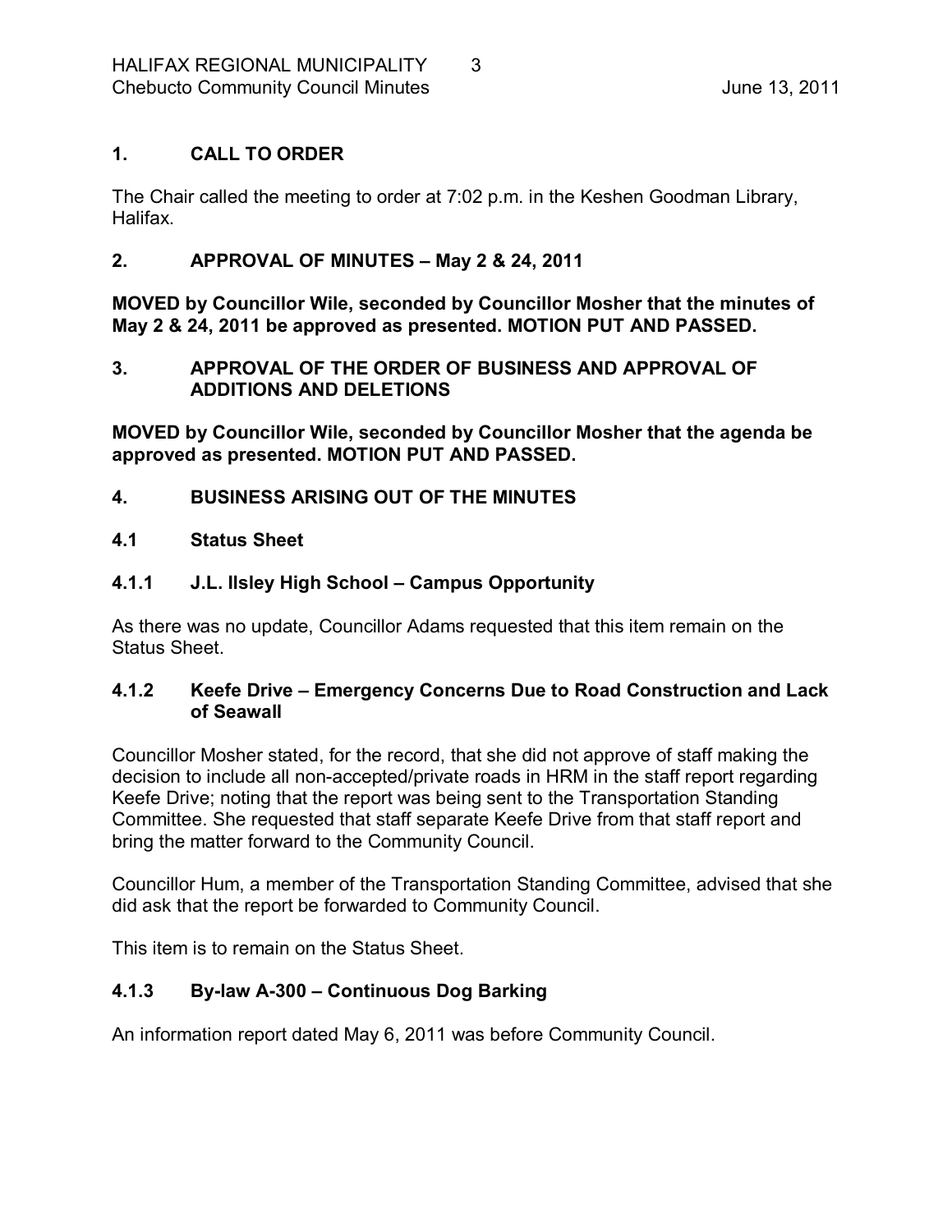## 1. CALL TO ORDER

The Chair called the meeting to order at 7:02 p.m. in the Keshen Goodman Library, Halifax.

## 2. APPROVAL OF MINUTES – May 2 & 24, 2011

**MOVED by Councillor Wile, seconded by Councillor Mosher that the minutes of May 2 & 24, 2011 be approved as presented. MOTION PUT AND PASSED.**

## 3. APPROVAL OF THE ORDER OF BUSINESS AND APPROVAL OF ADDITIONS AND DELETIONS

**MOVED by Councillor Wile, seconded by Councillor Mosher that the agenda be approved as presented. MOTION PUT AND PASSED.**

## 4. BUSINESS ARISING OUT OF THE MINUTES

### 4.1 Status Sheet

### 4.1.1 J.L. Ilsley High School – Campus Opportunity

As there was no update, Councillor Adams requested that this item remain on the Status Sheet.

### 4.1.2 Keefe Drive – Emergency Concerns Due to Road Construction and Lack of Seawall

Councillor Mosher stated, for the record, that she did not approve of staff making the decision to include all non-accepted/private roads in HRM in the staff report regarding Keefe Drive; noting that the report was being sent to the Transportation Standing Committee. She requested that staff separate Keefe Drive from that staff report and bring the matter forward to the Community Council.

Councillor Hum, a member of the Transportation Standing Committee, advised that she did ask that the report be forwarded to Community Council.

This item is to remain on the Status Sheet.

### 4.1.3 By-law A-300 – Continuous Dog Barking

An information report dated May 6, 2011 was before Community Council.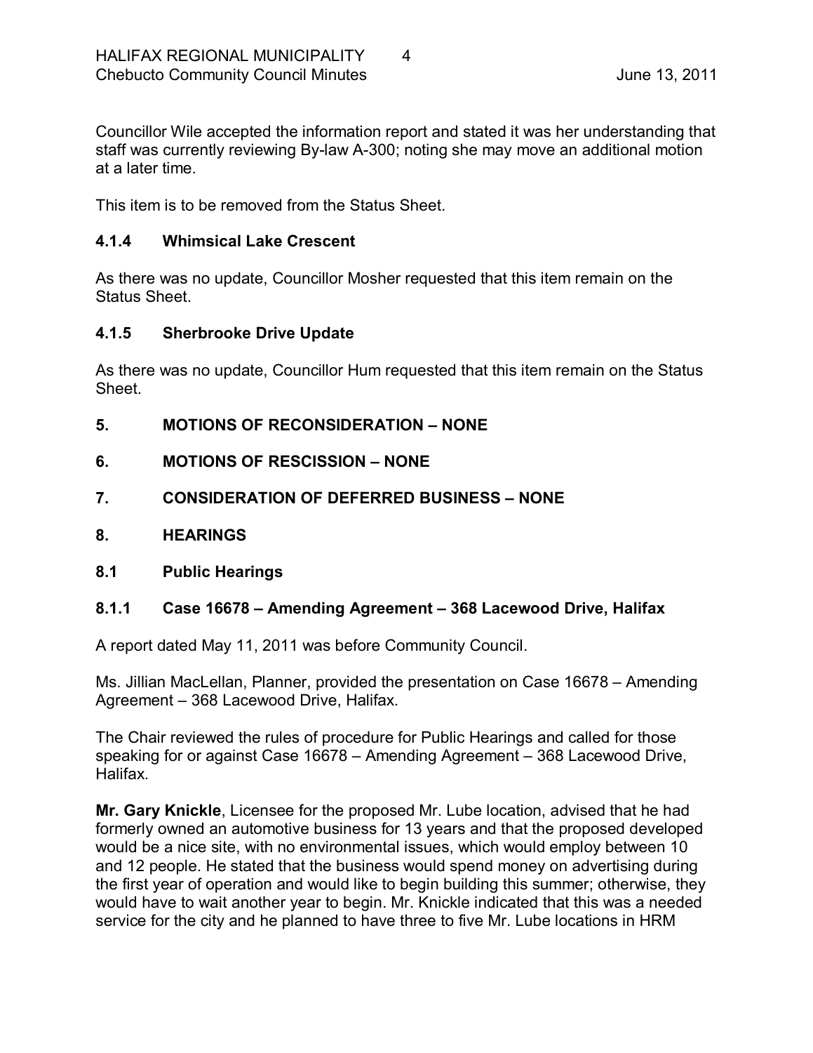Councillor Wile accepted the information report and stated it was her understanding that staff was currently reviewing By-law A-300; noting she may move an additional motion at a later time.

This item is to be removed from the Status Sheet.

### 4.1.4 Whimsical Lake Crescent

As there was no update, Councillor Mosher requested that this item remain on the Status Sheet.

### 4.1.5 Sherbrooke Drive Update

As there was no update, Councillor Hum requested that this item remain on the Status Sheet.

## 5. MOTIONS OF RECONSIDERATION – NONE

## 6. MOTIONS OF RESCISSION – NONE

## 7. CONSIDERATION OF DEFERRED BUSINESS – NONE

## 8. HEARINGS

### 8.1 Public Hearings

### 8.1.1 Case 16678 – Amending Agreement – 368 Lacewood Drive, Halifax

A report dated May 11, 2011 was before Community Council.

Ms. Jillian MacLellan, Planner, provided the presentation on Case 16678 – Amending Agreement – 368 Lacewood Drive, Halifax.

The Chair reviewed the rules of procedure for Public Hearings and called for those speaking for or against Case 16678 – Amending Agreement – 368 Lacewood Drive, Halifax.

**Mr. Gary Knickle**, Licensee for the proposed Mr. Lube location, advised that he had formerly owned an automotive business for 13 years and that the proposed developed would be a nice site, with no environmental issues, which would employ between 10 and 12 people. He stated that the business would spend money on advertising during the first year of operation and would like to begin building this summer; otherwise, they would have to wait another year to begin. Mr. Knickle indicated that this was a needed service for the city and he planned to have three to five Mr. Lube locations in HRM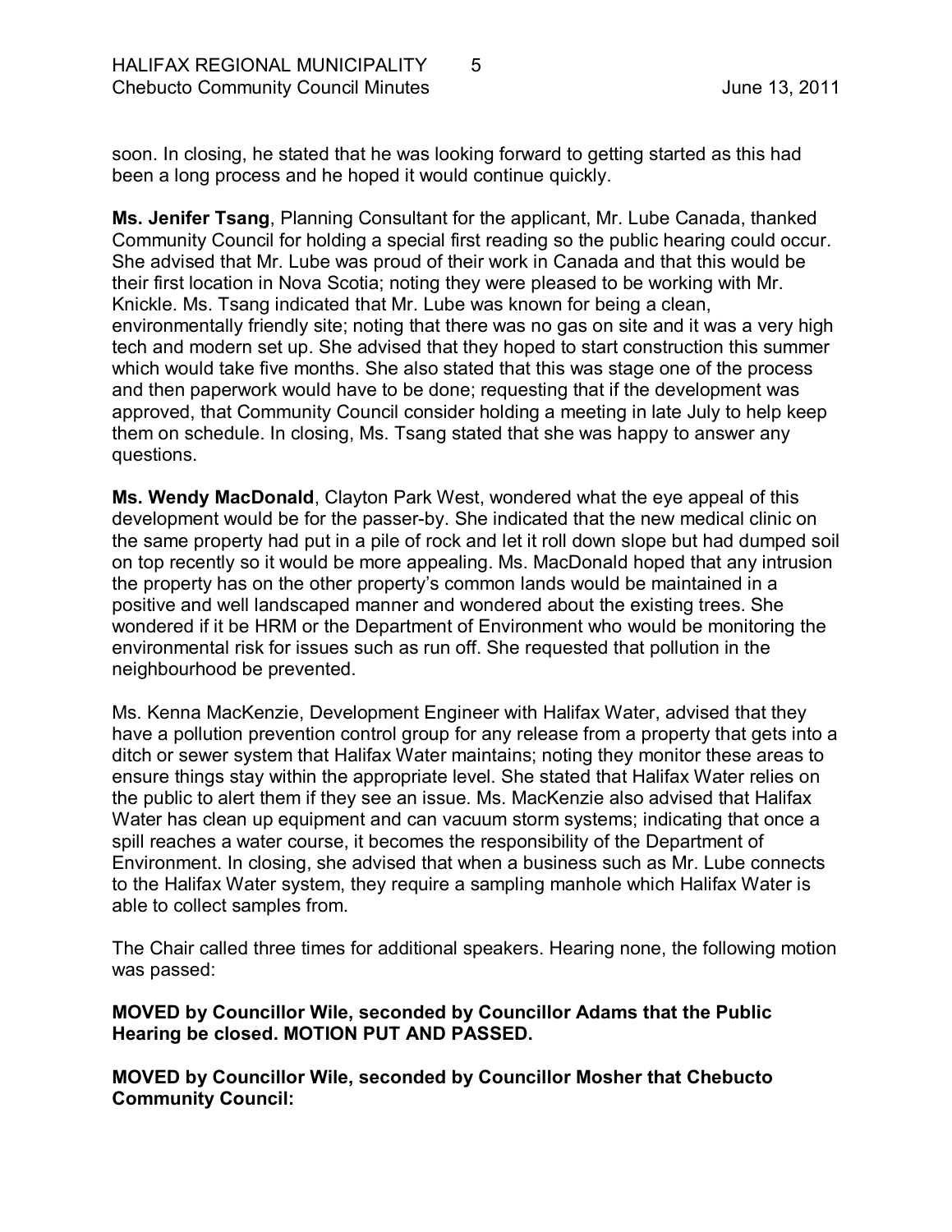soon. In closing, he stated that he was looking forward to getting started as this had been a long process and he hoped it would continue quickly.

**Ms. Jenifer Tsang**, Planning Consultant for the applicant, Mr. Lube Canada, thanked Community Council for holding a special first reading so the public hearing could occur. She advised that Mr. Lube was proud of their work in Canada and that this would be their first location in Nova Scotia; noting they were pleased to be working with Mr. Knickle. Ms. Tsang indicated that Mr. Lube was known for being a clean, environmentally friendly site; noting that there was no gas on site and it was a very high tech and modern set up. She advised that they hoped to start construction this summer which would take five months. She also stated that this was stage one of the process and then paperwork would have to be done; requesting that if the development was approved, that Community Council consider holding a meeting in late July to help keep them on schedule. In closing, Ms. Tsang stated that she was happy to answer any questions.

**Ms. Wendy MacDonald**, Clayton Park West, wondered what the eye appeal of this development would be for the passer-by. She indicated that the new medical clinic on the same property had put in a pile of rock and let it roll down slope but had dumped soil on top recently so it would be more appealing. Ms. MacDonald hoped that any intrusion the property has on the other property's common lands would be maintained in a positive and well landscaped manner and wondered about the existing trees. She wondered if it be HRM or the Department of Environment who would be monitoring the environmental risk for issues such as run off. She requested that pollution in the neighbourhood be prevented.

Ms. Kenna MacKenzie, Development Engineer with Halifax Water, advised that they have a pollution prevention control group for any release from a property that gets into a ditch or sewer system that Halifax Water maintains; noting they monitor these areas to ensure things stay within the appropriate level. She stated that Halifax Water relies on the public to alert them if they see an issue. Ms. MacKenzie also advised that Halifax Water has clean up equipment and can vacuum storm systems; indicating that once a spill reaches a water course, it becomes the responsibility of the Department of Environment. In closing, she advised that when a business such as Mr. Lube connects to the Halifax Water system, they require a sampling manhole which Halifax Water is able to collect samples from.

The Chair called three times for additional speakers. Hearing none, the following motion was passed:

**MOVED by Councillor Wile, seconded by Councillor Adams that the Public Hearing be closed. MOTION PUT AND PASSED.**

**MOVED by Councillor Wile, seconded by Councillor Mosher that Chebucto Community Council:**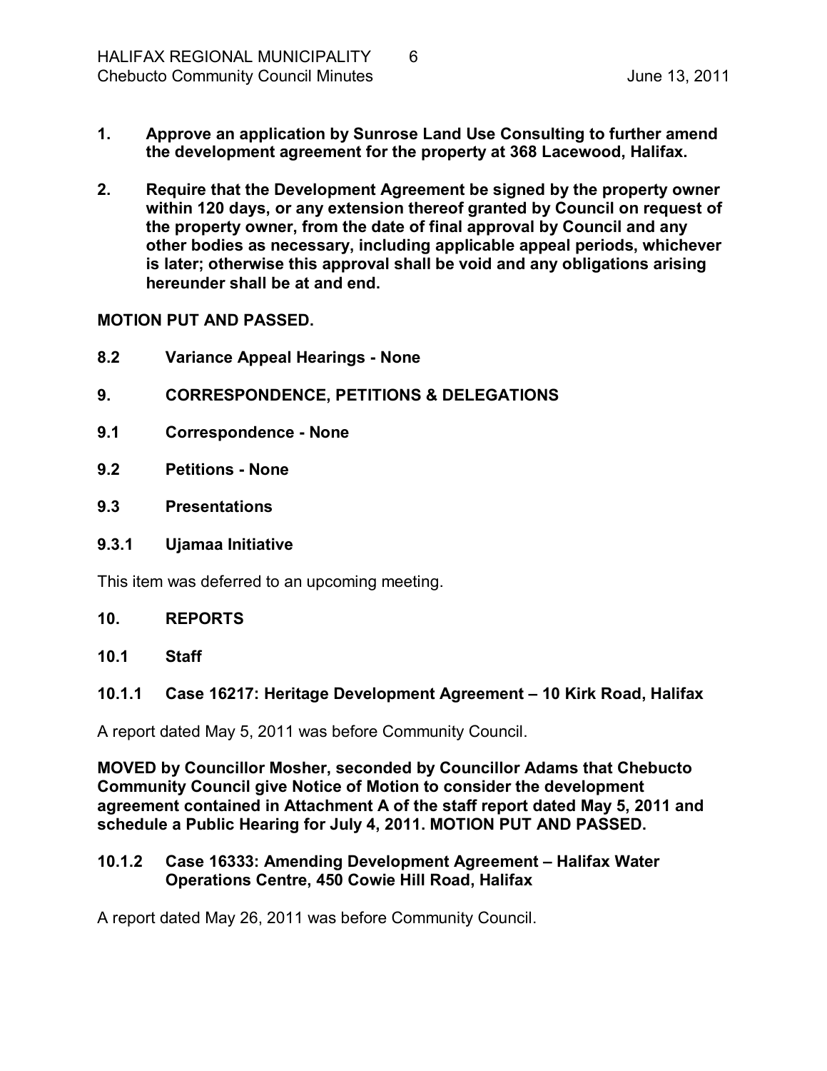**1. Approve an application by Sunrose Land Use Consulting to further amend the development agreement for the property at 368 Lacewood, Halifax.**

**2. Require that the Development Agreement be signed by the property owner within 120 days, or any extension thereof granted by Council on request of the property owner, from the date of final approval by Council and any other bodies as necessary, including applicable appeal periods, whichever is later; otherwise this approval shall be void and any obligations arising hereunder shall be at and end.**

**MOTION PUT AND PASSED.**

**8.2 Variance Appeal Hearings - None**

**9. CORRESPONDENCE, PETITIONS & DELEGATIONS**

**9.1 Correspondence - None**

**9.2 Petitions - None**

**9.3 Presentations**

**9.3.1 Ujamaa Initiative**

This item was deferred to an upcoming meeting.

**10. REPORTS**

**10.1 Staff**

**10.1.1 Case 16217: Heritage Development Agreement – 10 Kirk Road, Halifax**

A report dated May 5, 2011 was before Community Council.

**MOVED by Councillor Mosher, seconded by Councillor Adams that Chebucto Community Council give Notice of Motion to consider the development agreement contained in Attachment A of the staff report dated May 5, 2011 and schedule a Public Hearing for July 4, 2011. MOTION PUT AND PASSED.**

**10.1.2 Case 16333: Amending Development Agreement – Halifax Water Operations Centre, 450 Cowie Hill Road, Halifax**

A report dated May 26, 2011 was before Community Council.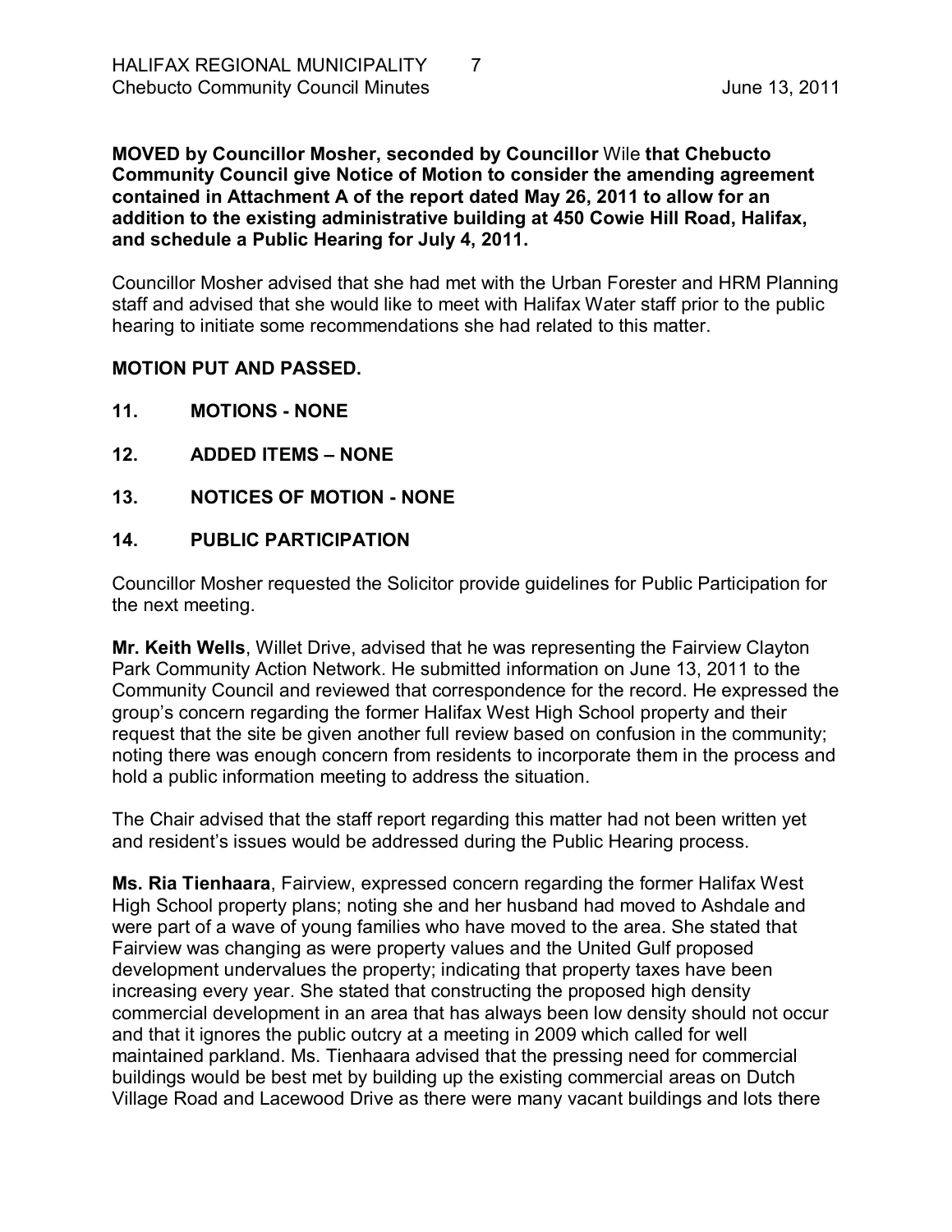**MOVED by Councillor Mosher, seconded by Councillor** Wile **that Chebucto Community Council give Notice of Motion to consider the amending agreement contained in Attachment A of the report dated May 26, 2011 to allow for an addition to the existing administrative building at 450 Cowie Hill Road, Halifax, and schedule a Public Hearing for July 4, 2011.**

Councillor Mosher advised that she had met with the Urban Forester and HRM Planning staff and advised that she would like to meet with Halifax Water staff prior to the public hearing to initiate some recommendations she had related to this matter.

**MOTION PUT AND PASSED.**

## 11. MOTIONS - NONE

## 12. ADDED ITEMS – NONE

## 13. NOTICES OF MOTION - NONE

## 14. PUBLIC PARTICIPATION

Councillor Mosher requested the Solicitor provide guidelines for Public Participation for the next meeting.

**Mr. Keith Wells**, Willet Drive, advised that he was representing the Fairview Clayton Park Community Action Network. He submitted information on June 13, 2011 to the Community Council and reviewed that correspondence for the record. He expressed the group's concern regarding the former Halifax West High School property and their request that the site be given another full review based on confusion in the community; noting there was enough concern from residents to incorporate them in the process and hold a public information meeting to address the situation.

The Chair advised that the staff report regarding this matter had not been written yet and resident's issues would be addressed during the Public Hearing process.

**Ms. Ria Tienhaara**, Fairview, expressed concern regarding the former Halifax West High School property plans; noting she and her husband had moved to Ashdale and were part of a wave of young families who have moved to the area. She stated that Fairview was changing as were property values and the United Gulf proposed development undervalues the property; indicating that property taxes have been increasing every year. She stated that constructing the proposed high density commercial development in an area that has always been low density should not occur and that it ignores the public outcry at a meeting in 2009 which called for well maintained parkland. Ms. Tienhaara advised that the pressing need for commercial buildings would be best met by building up the existing commercial areas on Dutch Village Road and Lacewood Drive as there were many vacant buildings and lots there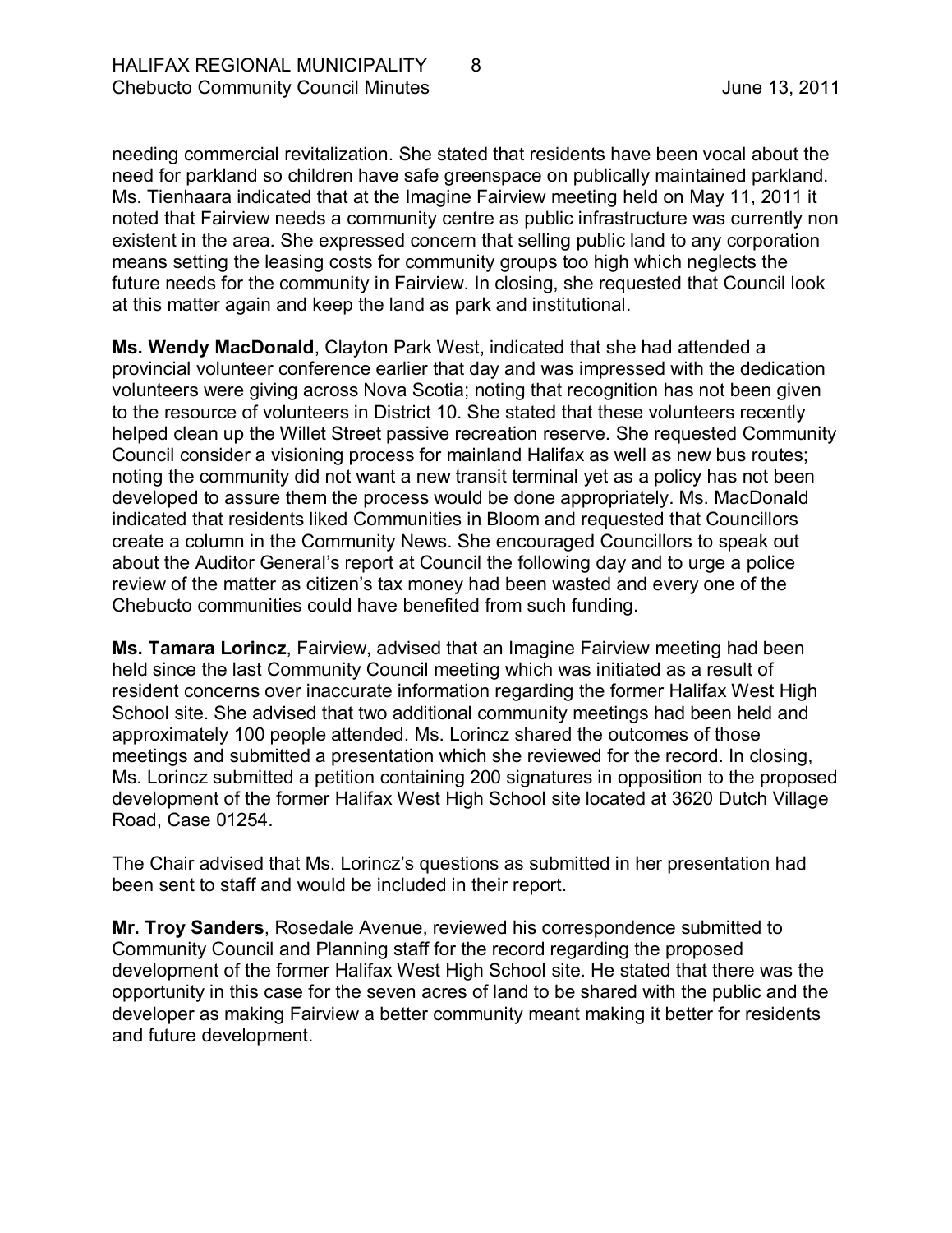needing commercial revitalization. She stated that residents have been vocal about the need for parkland so children have safe greenspace on publically maintained parkland. Ms. Tienhaara indicated that at the Imagine Fairview meeting held on May 11, 2011 it noted that Fairview needs a community centre as public infrastructure was currently non existent in the area. She expressed concern that selling public land to any corporation means setting the leasing costs for community groups too high which neglects the future needs for the community in Fairview. In closing, she requested that Council look at this matter again and keep the land as park and institutional.

**Ms. Wendy MacDonald**, Clayton Park West, indicated that she had attended a provincial volunteer conference earlier that day and was impressed with the dedication volunteers were giving across Nova Scotia; noting that recognition has not been given to the resource of volunteers in District 10. She stated that these volunteers recently helped clean up the Willet Street passive recreation reserve. She requested Community Council consider a visioning process for mainland Halifax as well as new bus routes; noting the community did not want a new transit terminal yet as a policy has not been developed to assure them the process would be done appropriately. Ms. MacDonald indicated that residents liked Communities in Bloom and requested that Councillors create a column in the Community News. She encouraged Councillors to speak out about the Auditor General's report at Council the following day and to urge a police review of the matter as citizen's tax money had been wasted and every one of the Chebucto communities could have benefited from such funding.

**Ms. Tamara Lorincz**, Fairview, advised that an Imagine Fairview meeting had been held since the last Community Council meeting which was initiated as a result of resident concerns over inaccurate information regarding the former Halifax West High School site. She advised that two additional community meetings had been held and approximately 100 people attended. Ms. Lorincz shared the outcomes of those meetings and submitted a presentation which she reviewed for the record. In closing, Ms. Lorincz submitted a petition containing 200 signatures in opposition to the proposed development of the former Halifax West High School site located at 3620 Dutch Village Road, Case 01254.

The Chair advised that Ms. Lorincz's questions as submitted in her presentation had been sent to staff and would be included in their report.

**Mr. Troy Sanders**, Rosedale Avenue, reviewed his correspondence submitted to Community Council and Planning staff for the record regarding the proposed development of the former Halifax West High School site. He stated that there was the opportunity in this case for the seven acres of land to be shared with the public and the developer as making Fairview a better community meant making it better for residents and future development.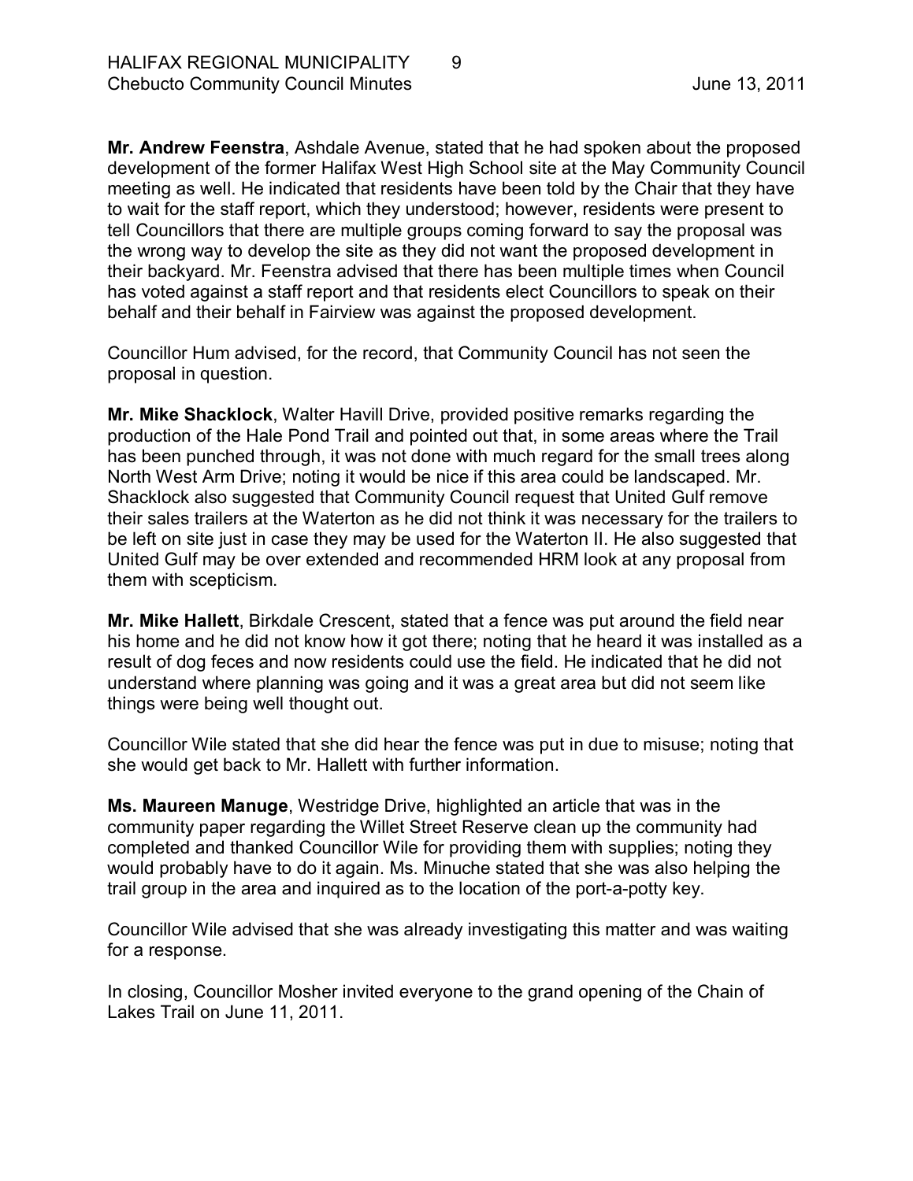**Mr. Andrew Feenstra**, Ashdale Avenue, stated that he had spoken about the proposed development of the former Halifax West High School site at the May Community Council meeting as well. He indicated that residents have been told by the Chair that they have to wait for the staff report, which they understood; however, residents were present to tell Councillors that there are multiple groups coming forward to say the proposal was the wrong way to develop the site as they did not want the proposed development in their backyard. Mr. Feenstra advised that there has been multiple times when Council has voted against a staff report and that residents elect Councillors to speak on their behalf and their behalf in Fairview was against the proposed development.

Councillor Hum advised, for the record, that Community Council has not seen the proposal in question.

**Mr. Mike Shacklock**, Walter Havill Drive, provided positive remarks regarding the production of the Hale Pond Trail and pointed out that, in some areas where the Trail has been punched through, it was not done with much regard for the small trees along North West Arm Drive; noting it would be nice if this area could be landscaped. Mr. Shacklock also suggested that Community Council request that United Gulf remove their sales trailers at the Waterton as he did not think it was necessary for the trailers to be left on site just in case they may be used for the Waterton II. He also suggested that United Gulf may be over extended and recommended HRM look at any proposal from them with scepticism.

**Mr. Mike Hallett**, Birkdale Crescent, stated that a fence was put around the field near his home and he did not know how it got there; noting that he heard it was installed as a result of dog feces and now residents could use the field. He indicated that he did not understand where planning was going and it was a great area but did not seem like things were being well thought out.

Councillor Wile stated that she did hear the fence was put in due to misuse; noting that she would get back to Mr. Hallett with further information.

**Ms. Maureen Manuge**, Westridge Drive, highlighted an article that was in the community paper regarding the Willet Street Reserve clean up the community had completed and thanked Councillor Wile for providing them with supplies; noting they would probably have to do it again. Ms. Minuche stated that she was also helping the trail group in the area and inquired as to the location of the port-a-potty key.

Councillor Wile advised that she was already investigating this matter and was waiting for a response.

In closing, Councillor Mosher invited everyone to the grand opening of the Chain of Lakes Trail on June 11, 2011.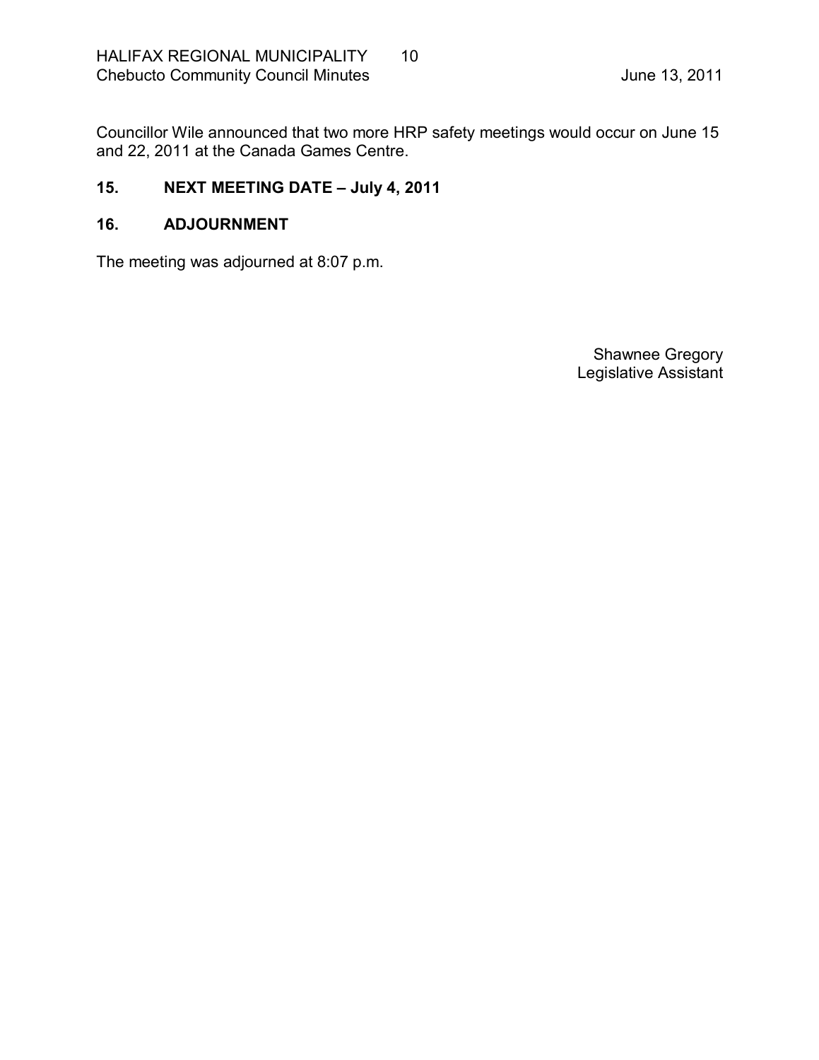Councillor Wile announced that two more HRP safety meetings would occur on June 15 and 22, 2011 at the Canada Games Centre.

## 15. NEXT MEETING DATE – July 4, 2011

## 16. ADJOURNMENT

The meeting was adjourned at 8:07 p.m.

Shawnee Gregory
Legislative Assistant